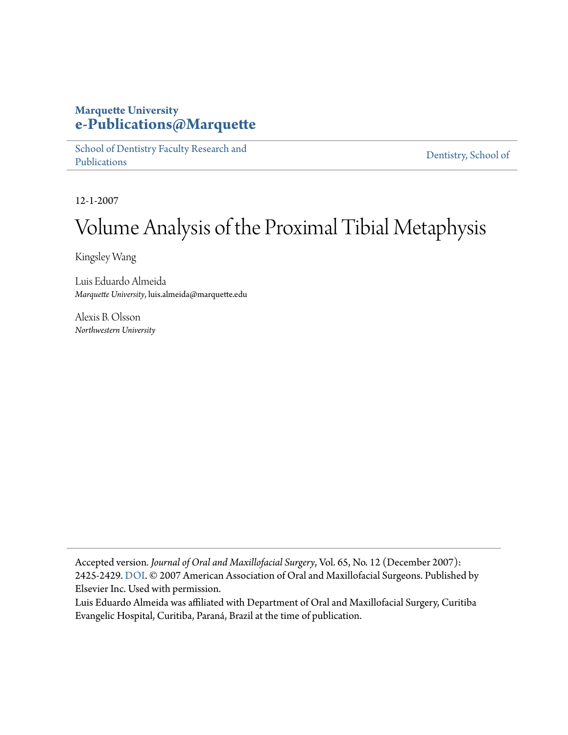**Marquette University**
**e-Publications@Marquette**

School of Dentistry Faculty Research and Publications

Dentistry, School of

12-1-2007

# Volume Analysis of the Proximal Tibial Metaphysis

Kingsley Wang

Luis Eduardo Almeida
*Marquette University*, luis.almeida@marquette.edu

Alexis B. Olsson
*Northwestern University*

Accepted version. *Journal of Oral and Maxillofacial Surgery*, Vol. 65, No. 12 (December 2007): 2425-2429. DOI. © 2007 American Association of Oral and Maxillofacial Surgeons. Published by Elsevier Inc. Used with permission.
Luis Eduardo Almeida was affiliated with Department of Oral and Maxillofacial Surgery, Curitiba Evangelic Hospital, Curitiba, Paraná, Brazil at the time of publication.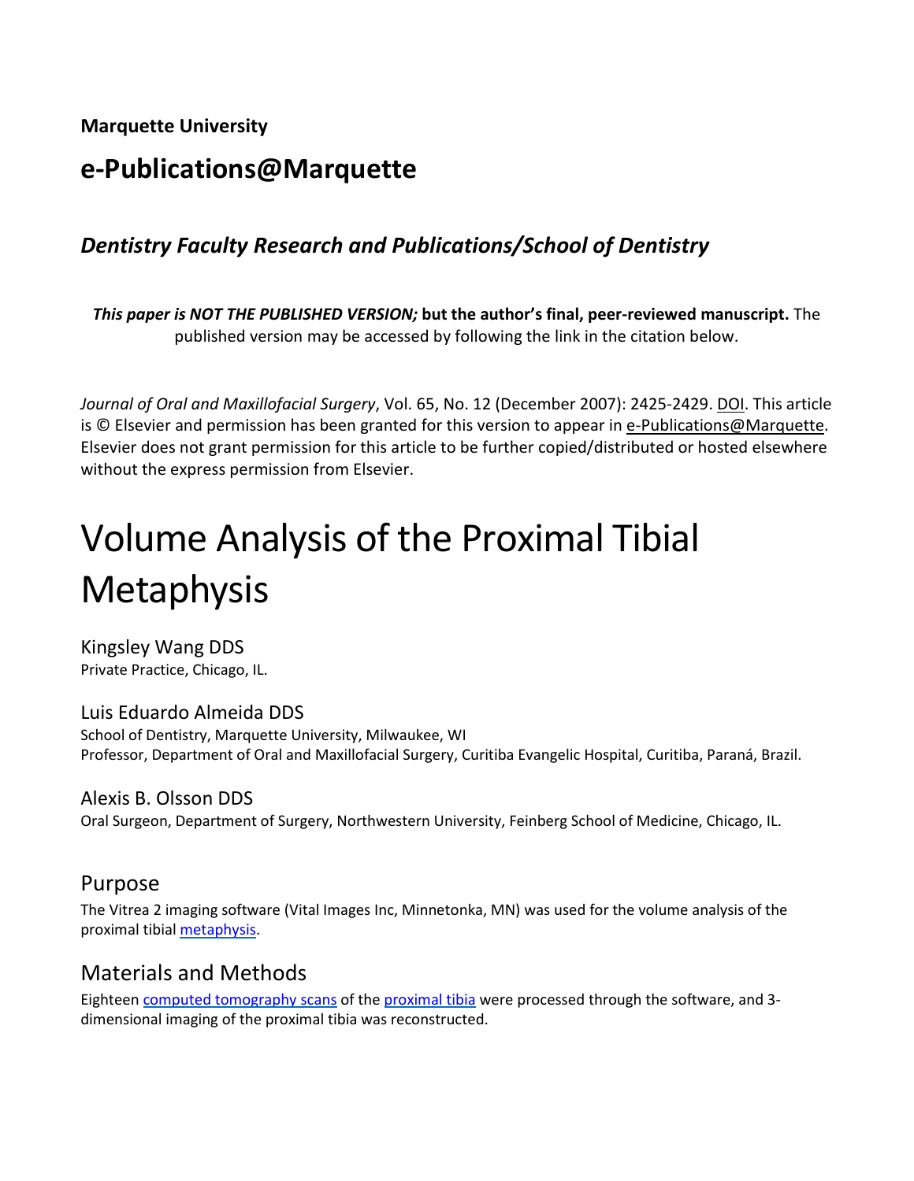**Marquette University**

## e-Publications@Marquette

### *Dentistry Faculty Research and Publications/School of Dentistry*

***This paper is NOT THE PUBLISHED VERSION;* but the author's final, peer-reviewed manuscript.** The published version may be accessed by following the link in the citation below.

*Journal of Oral and Maxillofacial Surgery*, Vol. 65, No. 12 (December 2007): 2425-2429. DOI. This article is © Elsevier and permission has been granted for this version to appear in e-Publications@Marquette. Elsevier does not grant permission for this article to be further copied/distributed or hosted elsewhere without the express permission from Elsevier.

# Volume Analysis of the Proximal Tibial Metaphysis

Kingsley Wang DDS
Private Practice, Chicago, IL.

Luis Eduardo Almeida DDS
School of Dentistry, Marquette University, Milwaukee, WI
Professor, Department of Oral and Maxillofacial Surgery, Curitiba Evangelic Hospital, Curitiba, Paraná, Brazil.

Alexis B. Olsson DDS
Oral Surgeon, Department of Surgery, Northwestern University, Feinberg School of Medicine, Chicago, IL.

## Purpose

The Vitrea 2 imaging software (Vital Images Inc, Minnetonka, MN) was used for the volume analysis of the proximal tibial metaphysis.

## Materials and Methods

Eighteen computed tomography scans of the proximal tibia were processed through the software, and 3-dimensional imaging of the proximal tibia was reconstructed.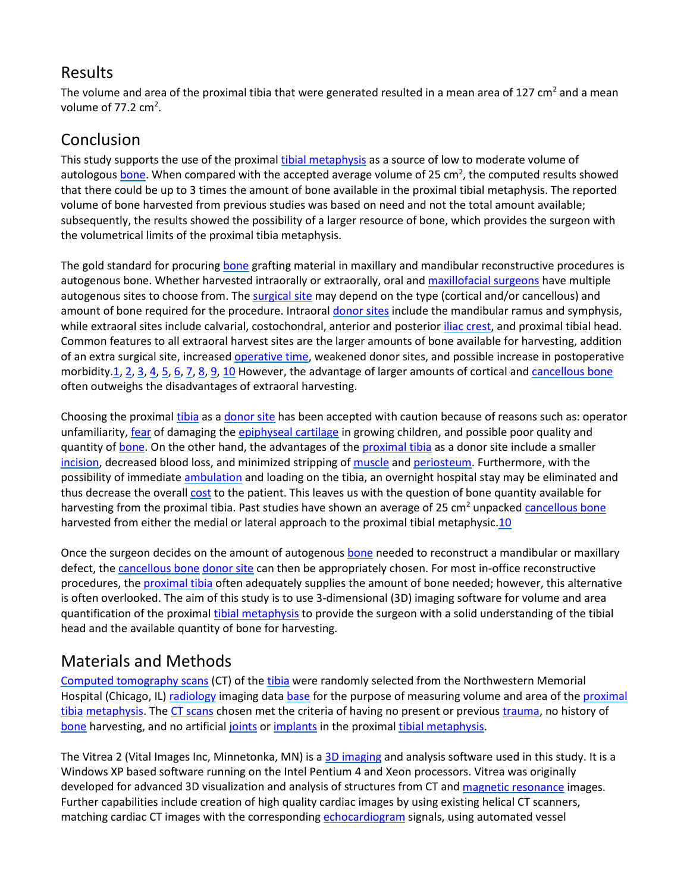## Results

The volume and area of the proximal tibia that were generated resulted in a mean area of 127 $cm^2$ and a mean volume of 77.2 $cm^2$.

## Conclusion

This study supports the use of the proximal tibial metaphysis as a source of low to moderate volume of autologous bone. When compared with the accepted average volume of 25 $cm^2$, the computed results showed that there could be up to 3 times the amount of bone available in the proximal tibial metaphysis. The reported volume of bone harvested from previous studies was based on need and not the total amount available; subsequently, the results showed the possibility of a larger resource of bone, which provides the surgeon with the volumetrical limits of the proximal tibia metaphysis.

The gold standard for procuring bone grafting material in maxillary and mandibular reconstructive procedures is autogenous bone. Whether harvested intraorally or extraorally, oral and maxillofacial surgeons have multiple autogenous sites to choose from. The surgical site may depend on the type (cortical and/or cancellous) and amount of bone required for the procedure. Intraoral donor sites include the mandibular ramus and symphysis, while extraoral sites include calvarial, costochondral, anterior and posterior iliac crest, and proximal tibial head. Common features to all extraoral harvest sites are the larger amounts of bone available for harvesting, addition of an extra surgical site, increased operative time, weakened donor sites, and possible increase in postoperative morbidity.[1], [2], [3], [4], [5], [6], [7], [8], [9], [10] However, the advantage of larger amounts of cortical and cancellous bone often outweighs the disadvantages of extraoral harvesting.

Choosing the proximal tibia as a donor site has been accepted with caution because of reasons such as: operator unfamiliarity, fear of damaging the epiphyseal cartilage in growing children, and possible poor quality and quantity of bone. On the other hand, the advantages of the proximal tibia as a donor site include a smaller incision, decreased blood loss, and minimized stripping of muscle and periosteum. Furthermore, with the possibility of immediate ambulation and loading on the tibia, an overnight hospital stay may be eliminated and thus decrease the overall cost to the patient. This leaves us with the question of bone quantity available for harvesting from the proximal tibia. Past studies have shown an average of 25 $cm^2$ unpacked cancellous bone harvested from either the medial or lateral approach to the proximal tibial metaphysic.[10]

Once the surgeon decides on the amount of autogenous bone needed to reconstruct a mandibular or maxillary defect, the cancellous bone donor site can then be appropriately chosen. For most in-office reconstructive procedures, the proximal tibia often adequately supplies the amount of bone needed; however, this alternative is often overlooked. The aim of this study is to use 3-dimensional (3D) imaging software for volume and area quantification of the proximal tibial metaphysis to provide the surgeon with a solid understanding of the tibial head and the available quantity of bone for harvesting.

## Materials and Methods

Computed tomography scans (CT) of the tibia were randomly selected from the Northwestern Memorial Hospital (Chicago, IL) radiology imaging data base for the purpose of measuring volume and area of the proximal tibia metaphysis. The CT scans chosen met the criteria of having no present or previous trauma, no history of bone harvesting, and no artificial joints or implants in the proximal tibial metaphysis.

The Vitrea 2 (Vital Images Inc, Minnetonka, MN) is a 3D imaging and analysis software used in this study. It is a Windows XP based software running on the Intel Pentium 4 and Xeon processors. Vitrea was originally developed for advanced 3D visualization and analysis of structures from CT and magnetic resonance images. Further capabilities include creation of high quality cardiac images by using existing helical CT scanners, matching cardiac CT images with the corresponding echocardiogram signals, using automated vessel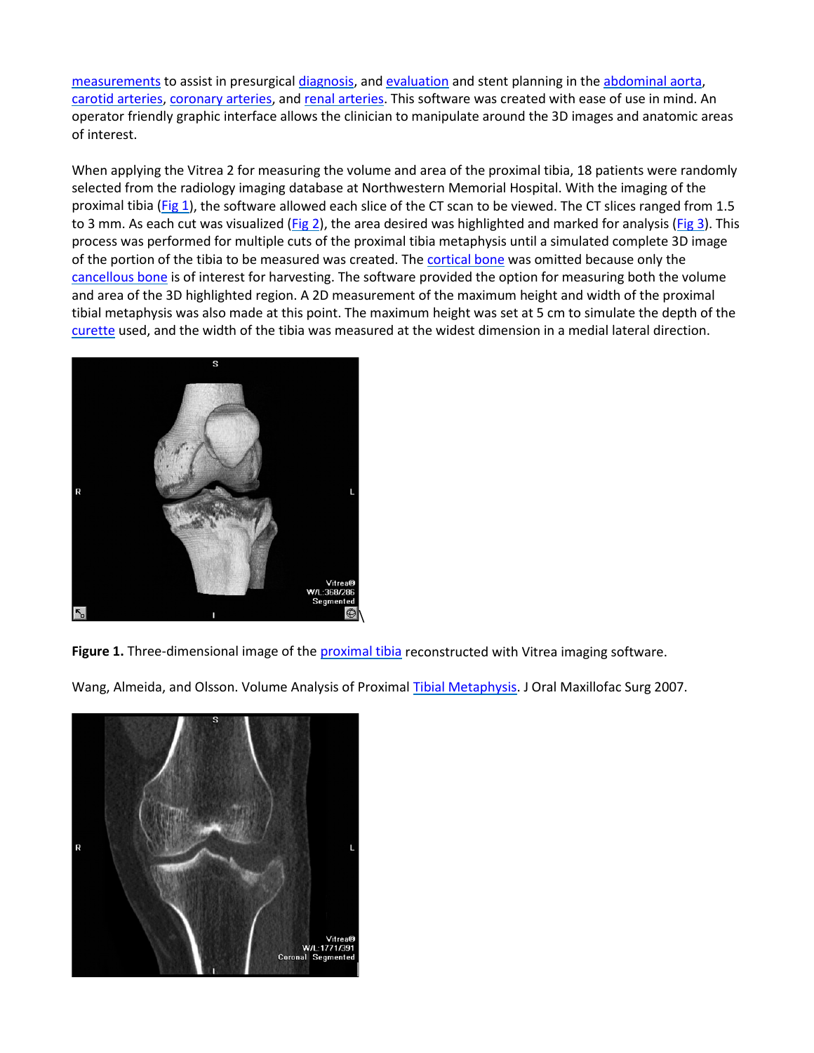measurements to assist in presurgical diagnosis, and evaluation and stent planning in the abdominal aorta, carotid arteries, coronary arteries, and renal arteries. This software was created with ease of use in mind. An operator friendly graphic interface allows the clinician to manipulate around the 3D images and anatomic areas of interest.

When applying the Vitrea 2 for measuring the volume and area of the proximal tibia, 18 patients were randomly selected from the radiology imaging database at Northwestern Memorial Hospital. With the imaging of the proximal tibia (Fig 1), the software allowed each slice of the CT scan to be viewed. The CT slices ranged from 1.5 to 3 mm. As each cut was visualized (Fig 2), the area desired was highlighted and marked for analysis (Fig 3). This process was performed for multiple cuts of the proximal tibia metaphysis until a simulated complete 3D image of the portion of the tibia to be measured was created. The cortical bone was omitted because only the cancellous bone is of interest for harvesting. The software provided the option for measuring both the volume and area of the 3D highlighted region. A 2D measurement of the maximum height and width of the proximal tibial metaphysis was also made at this point. The maximum height was set at 5 cm to simulate the depth of the curette used, and the width of the tibia was measured at the widest dimension in a medial lateral direction.

**Figure 1.** Three-dimensional image of the proximal tibia reconstructed with Vitrea imaging software.

Wang, Almeida, and Olsson. Volume Analysis of Proximal Tibial Metaphysis. J Oral Maxillofac Surg 2007.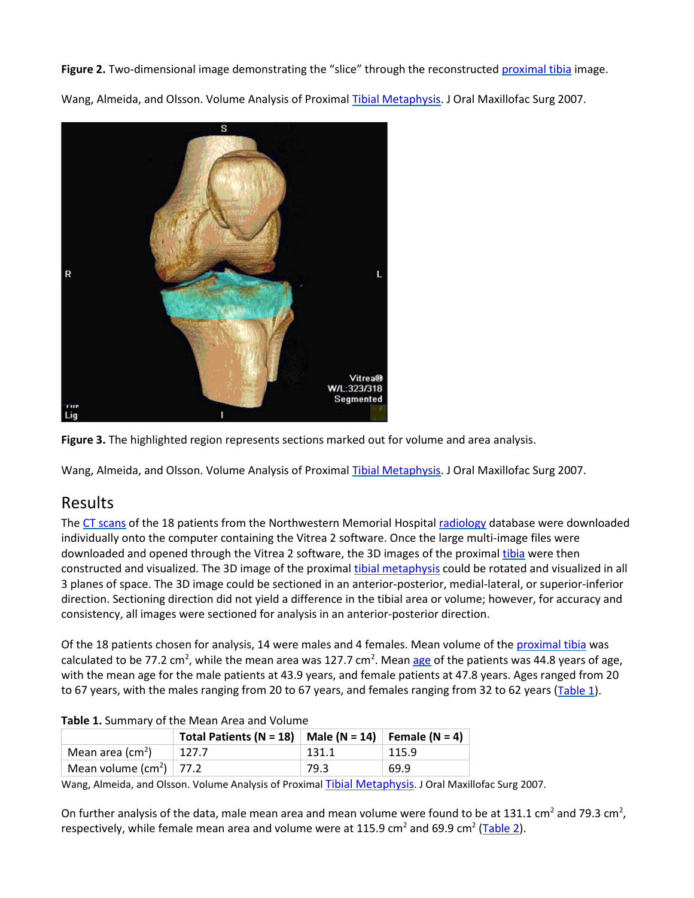**Figure 2.** Two-dimensional image demonstrating the "slice" through the reconstructed proximal tibia image.

Wang, Almeida, and Olsson. Volume Analysis of Proximal Tibial Metaphysis. J Oral Maxillofac Surg 2007.

**Figure 3.** The highlighted region represents sections marked out for volume and area analysis.

Wang, Almeida, and Olsson. Volume Analysis of Proximal Tibial Metaphysis. J Oral Maxillofac Surg 2007.

## Results

The CT scans of the 18 patients from the Northwestern Memorial Hospital radiology database were downloaded individually onto the computer containing the Vitrea 2 software. Once the large multi-image files were downloaded and opened through the Vitrea 2 software, the 3D images of the proximal tibia were then constructed and visualized. The 3D image of the proximal tibial metaphysis could be rotated and visualized in all 3 planes of space. The 3D image could be sectioned in an anterior-posterior, medial-lateral, or superior-inferior direction. Sectioning direction did not yield a difference in the tibial area or volume; however, for accuracy and consistency, all images were sectioned for analysis in an anterior-posterior direction.

Of the 18 patients chosen for analysis, 14 were males and 4 females. Mean volume of the proximal tibia was calculated to be 77.2 $cm^2$, while the mean area was 127.7 $cm^2$. Mean age of the patients was 44.8 years of age, with the mean age for the male patients at 43.9 years, and female patients at 47.8 years. Ages ranged from 20 to 67 years, with the males ranging from 20 to 67 years, and females ranging from 32 to 62 years (Table 1).

**Table 1.** Summary of the Mean Area and Volume

| | Total Patients (N = 18) | Male (N = 14) | Female (N = 4) |
|---|---|---|---|
| Mean area ($cm^2$) | 127.7 | 131.1 | 115.9 |
| Mean volume ($cm^2$) | 77.2 | 79.3 | 69.9 |

Wang, Almeida, and Olsson. Volume Analysis of Proximal Tibial Metaphysis. J Oral Maxillofac Surg 2007.

On further analysis of the data, male mean area and mean volume were found to be at 131.1 $cm^2$ and 79.3 $cm^2$, respectively, while female mean area and volume were at 115.9 $cm^2$ and 69.9 $cm^2$ (Table 2).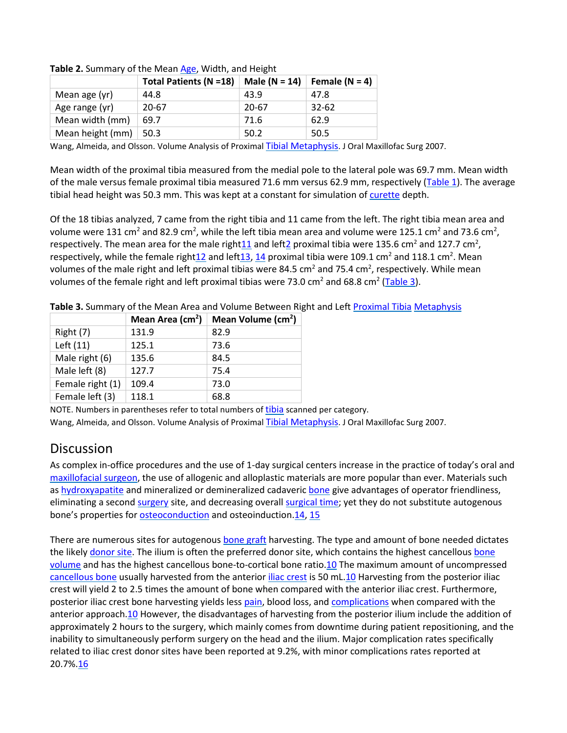**Table 2.** Summary of the Mean Age, Width, and Height

| | Total Patients (N =18) | Male (N = 14) | Female (N = 4) |
|---|---|---|---|
| Mean age (yr) | 44.8 | 43.9 | 47.8 |
| Age range (yr) | 20-67 | 20-67 | 32-62 |
| Mean width (mm) | 69.7 | 71.6 | 62.9 |
| Mean height (mm) | 50.3 | 50.2 | 50.5 |

Wang, Almeida, and Olsson. Volume Analysis of Proximal Tibial Metaphysis. J Oral Maxillofac Surg 2007.

Mean width of the proximal tibia measured from the medial pole to the lateral pole was 69.7 mm. Mean width of the male versus female proximal tibia measured 71.6 mm versus 62.9 mm, respectively (Table 1). The average tibial head height was 50.3 mm. This was kept at a constant for simulation of curette depth.

Of the 18 tibias analyzed, 7 came from the right tibia and 11 came from the left. The right tibia mean area and volume were 131 $cm^2$ and 82.9 $cm^2$, while the left tibia mean area and volume were 125.1 $cm^2$ and 73.6 $cm^2$, respectively. The mean area for the male right[11] and left[2] proximal tibia were 135.6 $cm^2$ and 127.7 $cm^2$, respectively, while the female right[12] and left[13, 14] proximal tibia were 109.1 $cm^2$ and 118.1 $cm^2$. Mean volumes of the male right and left proximal tibias were 84.5 $cm^2$ and 75.4 $cm^2$, respectively. While mean volumes of the female right and left proximal tibias were 73.0 $cm^2$ and 68.8 $cm^2$ (Table 3).

**Table 3.** Summary of the Mean Area and Volume Between Right and Left Proximal Tibia Metaphysis

| | Mean Area ($cm^2$) | Mean Volume ($cm^2$) |
|---|---|---|
| Right (7) | 131.9 | 82.9 |
| Left (11) | 125.1 | 73.6 |
| Male right (6) | 135.6 | 84.5 |
| Male left (8) | 127.7 | 75.4 |
| Female right (1) | 109.4 | 73.0 |
| Female left (3) | 118.1 | 68.8 |

NOTE. Numbers in parentheses refer to total numbers of tibia scanned per category.
Wang, Almeida, and Olsson. Volume Analysis of Proximal Tibial Metaphysis. J Oral Maxillofac Surg 2007.

## Discussion

As complex in-office procedures and the use of 1-day surgical centers increase in the practice of today's oral and maxillofacial surgeon, the use of allogenic and alloplastic materials are more popular than ever. Materials such as hydroxyapatite and mineralized or demineralized cadaveric bone give advantages of operator friendliness, eliminating a second surgery site, and decreasing overall surgical time; yet they do not substitute autogenous bone's properties for osteoconduction and osteoinduction.[14, 15]

There are numerous sites for autogenous bone graft harvesting. The type and amount of bone needed dictates the likely donor site. The ilium is often the preferred donor site, which contains the highest cancellous bone volume and has the highest cancellous bone-to-cortical bone ratio.[10] The maximum amount of uncompressed cancellous bone usually harvested from the anterior iliac crest is 50 mL.[10] Harvesting from the posterior iliac crest will yield 2 to 2.5 times the amount of bone when compared with the anterior iliac crest. Furthermore, posterior iliac crest bone harvesting yields less pain, blood loss, and complications when compared with the anterior approach.[10] However, the disadvantages of harvesting from the posterior ilium include the addition of approximately 2 hours to the surgery, which mainly comes from downtime during patient repositioning, and the inability to simultaneously perform surgery on the head and the ilium. Major complication rates specifically related to iliac crest donor sites have been reported at 9.2%, with minor complications rates reported at 20.7%.[16]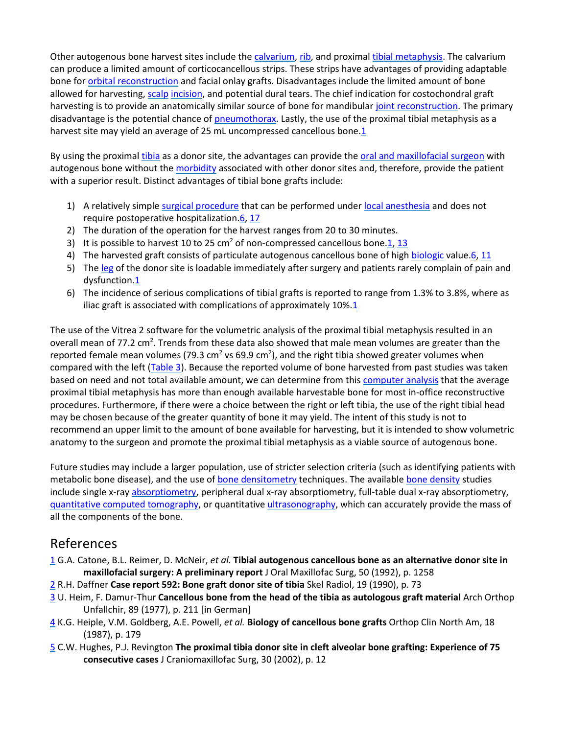Other autogenous bone harvest sites include the calvarium, rib, and proximal tibial metaphysis. The calvarium can produce a limited amount of corticocancellous strips. These strips have advantages of providing adaptable bone for orbital reconstruction and facial onlay grafts. Disadvantages include the limited amount of bone allowed for harvesting, scalp incision, and potential dural tears. The chief indication for costochondral graft harvesting is to provide an anatomically similar source of bone for mandibular joint reconstruction. The primary disadvantage is the potential chance of pneumothorax. Lastly, the use of the proximal tibial metaphysis as a harvest site may yield an average of 25 mL uncompressed cancellous bone.[1]

By using the proximal tibia as a donor site, the advantages can provide the oral and maxillofacial surgeon with autogenous bone without the morbidity associated with other donor sites and, therefore, provide the patient with a superior result. Distinct advantages of tibial bone grafts include:

1) A relatively simple surgical procedure that can be performed under local anesthesia and does not require postoperative hospitalization.[6, 17]
2) The duration of the operation for the harvest ranges from 20 to 30 minutes.
3) It is possible to harvest 10 to 25 $cm^2$ of non-compressed cancellous bone.[1, 13]
4) The harvested graft consists of particulate autogenous cancellous bone of high biologic value.[6, 11]
5) The leg of the donor site is loadable immediately after surgery and patients rarely complain of pain and dysfunction.[1]
6) The incidence of serious complications of tibial grafts is reported to range from 1.3% to 3.8%, where as iliac graft is associated with complications of approximately 10%.[1]

The use of the Vitrea 2 software for the volumetric analysis of the proximal tibial metaphysis resulted in an overall mean of 77.2 $cm^2$. Trends from these data also showed that male mean volumes are greater than the reported female mean volumes (79.3 $cm^2$ vs 69.9 $cm^2$), and the right tibia showed greater volumes when compared with the left (Table 3). Because the reported volume of bone harvested from past studies was taken based on need and not total available amount, we can determine from this computer analysis that the average proximal tibial metaphysis has more than enough available harvestable bone for most in-office reconstructive procedures. Furthermore, if there were a choice between the right or left tibia, the use of the right tibial head may be chosen because of the greater quantity of bone it may yield. The intent of this study is not to recommend an upper limit to the amount of bone available for harvesting, but it is intended to show volumetric anatomy to the surgeon and promote the proximal tibial metaphysis as a viable source of autogenous bone.

Future studies may include a larger population, use of stricter selection criteria (such as identifying patients with metabolic bone disease), and the use of bone densitometry techniques. The available bone density studies include single x-ray absorptiometry, peripheral dual x-ray absorptiometry, full-table dual x-ray absorptiometry, quantitative computed tomography, or quantitative ultrasonography, which can accurately provide the mass of all the components of the bone.

## References

1 G.A. Catone, B.L. Reimer, D. McNeir, *et al.* **Tibial autogenous cancellous bone as an alternative donor site in maxillofacial surgery: A preliminary report** J Oral Maxillofac Surg, 50 (1992), p. 1258

2 R.H. Daffner **Case report 592: Bone graft donor site of tibia** Skel Radiol, 19 (1990), p. 73

3 U. Heim, F. Damur-Thur **Cancellous bone from the head of the tibia as autologous graft material** Arch Orthop Unfallchir, 89 (1977), p. 211 [in German]

4 K.G. Heiple, V.M. Goldberg, A.E. Powell, *et al.* **Biology of cancellous bone grafts** Orthop Clin North Am, 18 (1987), p. 179

5 C.W. Hughes, P.J. Revington **The proximal tibia donor site in cleft alveolar bone grafting: Experience of 75 consecutive cases** J Craniomaxillofac Surg, 30 (2002), p. 12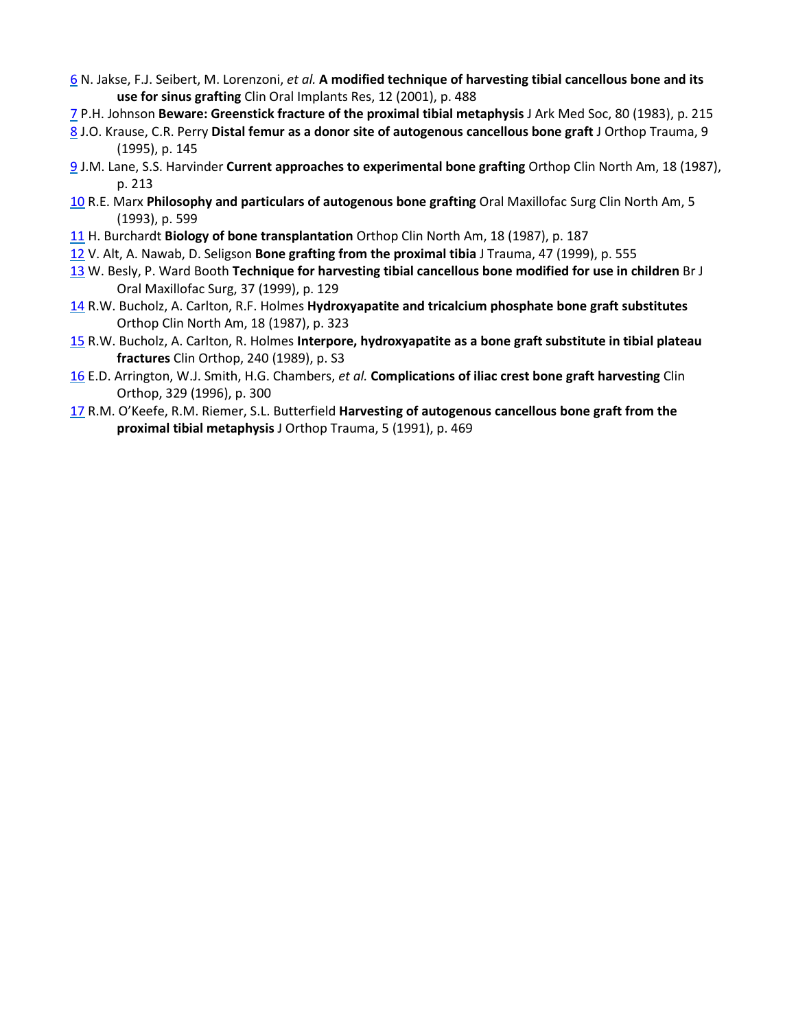6 N. Jakse, F.J. Seibert, M. Lorenzoni, *et al.* **A modified technique of harvesting tibial cancellous bone and its use for sinus grafting** Clin Oral Implants Res, 12 (2001), p. 488

7 P.H. Johnson **Beware: Greenstick fracture of the proximal tibial metaphysis** J Ark Med Soc, 80 (1983), p. 215

8 J.O. Krause, C.R. Perry **Distal femur as a donor site of autogenous cancellous bone graft** J Orthop Trauma, 9 (1995), p. 145

9 J.M. Lane, S.S. Harvinder **Current approaches to experimental bone grafting** Orthop Clin North Am, 18 (1987), p. 213

10 R.E. Marx **Philosophy and particulars of autogenous bone grafting** Oral Maxillofac Surg Clin North Am, 5 (1993), p. 599

11 H. Burchardt **Biology of bone transplantation** Orthop Clin North Am, 18 (1987), p. 187

12 V. Alt, A. Nawab, D. Seligson **Bone grafting from the proximal tibia** J Trauma, 47 (1999), p. 555

13 W. Besly, P. Ward Booth **Technique for harvesting tibial cancellous bone modified for use in children** Br J Oral Maxillofac Surg, 37 (1999), p. 129

14 R.W. Bucholz, A. Carlton, R.F. Holmes **Hydroxyapatite and tricalcium phosphate bone graft substitutes** Orthop Clin North Am, 18 (1987), p. 323

15 R.W. Bucholz, A. Carlton, R. Holmes **Interpore, hydroxyapatite as a bone graft substitute in tibial plateau fractures** Clin Orthop, 240 (1989), p. S3

16 E.D. Arrington, W.J. Smith, H.G. Chambers, *et al.* **Complications of iliac crest bone graft harvesting** Clin Orthop, 329 (1996), p. 300

17 R.M. O'Keefe, R.M. Riemer, S.L. Butterfield **Harvesting of autogenous cancellous bone graft from the proximal tibial metaphysis** J Orthop Trauma, 5 (1991), p. 469